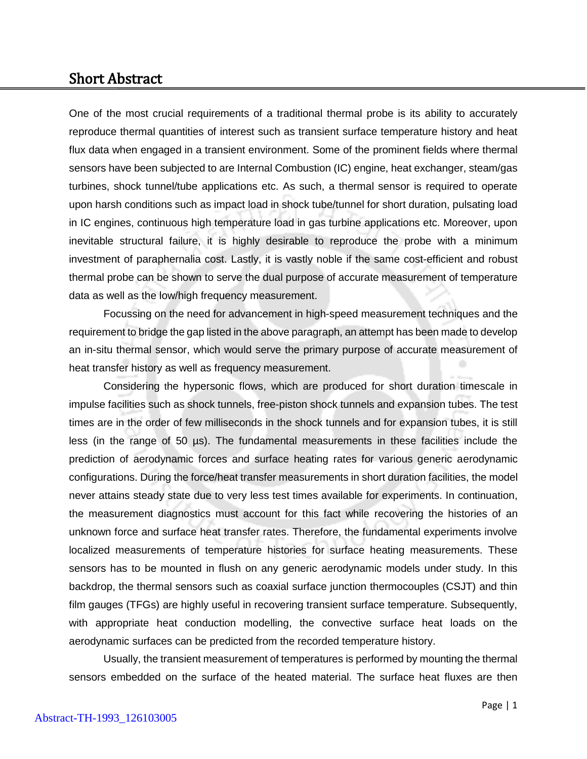## Short Abstract

One of the most crucial requirements of a traditional thermal probe is its ability to accurately reproduce thermal quantities of interest such as transient surface temperature history and heat flux data when engaged in a transient environment. Some of the prominent fields where thermal sensors have been subjected to are Internal Combustion (IC) engine, heat exchanger, steam/gas turbines, shock tunnel/tube applications etc. As such, a thermal sensor is required to operate upon harsh conditions such as impact load in shock tube/tunnel for short duration, pulsating load in IC engines, continuous high temperature load in gas turbine applications etc. Moreover, upon inevitable structural failure, it is highly desirable to reproduce the probe with a minimum investment of paraphernalia cost. Lastly, it is vastly noble if the same cost-efficient and robust thermal probe can be shown to serve the dual purpose of accurate measurement of temperature data as well as the low/high frequency measurement.

Focussing on the need for advancement in high-speed measurement techniques and the requirement to bridge the gap listed in the above paragraph, an attempt has been made to develop an in-situ thermal sensor, which would serve the primary purpose of accurate measurement of heat transfer history as well as frequency measurement.

Considering the hypersonic flows, which are produced for short duration timescale in impulse facilities such as shock tunnels, free-piston shock tunnels and expansion tubes. The test times are in the order of few milliseconds in the shock tunnels and for expansion tubes, it is still less (in the range of 50 µs). The fundamental measurements in these facilities include the prediction of aerodynamic forces and surface heating rates for various generic aerodynamic configurations. During the force/heat transfer measurements in short duration facilities, the model never attains steady state due to very less test times available for experiments. In continuation, the measurement diagnostics must account for this fact while recovering the histories of an unknown force and surface heat transfer rates. Therefore, the fundamental experiments involve localized measurements of temperature histories for surface heating measurements. These sensors has to be mounted in flush on any generic aerodynamic models under study. In this backdrop, the thermal sensors such as coaxial surface junction thermocouples (CSJT) and thin film gauges (TFGs) are highly useful in recovering transient surface temperature. Subsequently, with appropriate heat conduction modelling, the convective surface heat loads on the aerodynamic surfaces can be predicted from the recorded temperature history.

Usually, the transient measurement of temperatures is performed by mounting the thermal sensors embedded on the surface of the heated material. The surface heat fluxes are then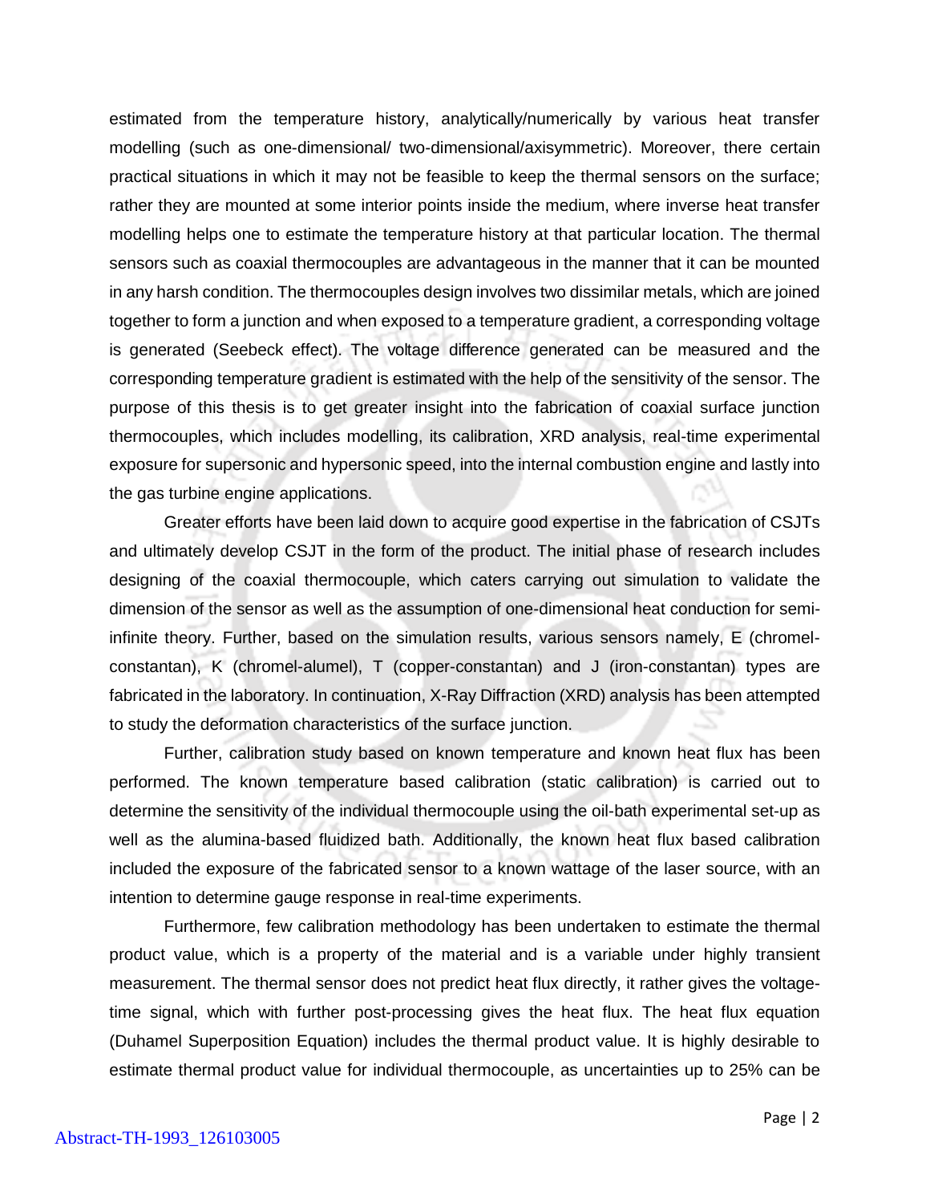estimated from the temperature history, analytically/numerically by various heat transfer modelling (such as one-dimensional/ two-dimensional/axisymmetric). Moreover, there certain practical situations in which it may not be feasible to keep the thermal sensors on the surface; rather they are mounted at some interior points inside the medium, where inverse heat transfer modelling helps one to estimate the temperature history at that particular location. The thermal sensors such as coaxial thermocouples are advantageous in the manner that it can be mounted in any harsh condition. The thermocouples design involves two dissimilar metals, which are joined together to form a junction and when exposed to a temperature gradient, a corresponding voltage is generated (Seebeck effect). The voltage difference generated can be measured and the corresponding temperature gradient is estimated with the help of the sensitivity of the sensor. The purpose of this thesis is to get greater insight into the fabrication of coaxial surface junction thermocouples, which includes modelling, its calibration, XRD analysis, real-time experimental exposure for supersonic and hypersonic speed, into the internal combustion engine and lastly into the gas turbine engine applications.

Greater efforts have been laid down to acquire good expertise in the fabrication of CSJTs and ultimately develop CSJT in the form of the product. The initial phase of research includes designing of the coaxial thermocouple, which caters carrying out simulation to validate the dimension of the sensor as well as the assumption of one-dimensional heat conduction for semi-infinite theory. Further, based on the simulation results, various sensors namely, E (chromel-constantan), K (chromel-alumel), T (copper-constantan) and J (iron-constantan) types are fabricated in the laboratory. In continuation, X-Ray Diffraction (XRD) analysis has been attempted to study the deformation characteristics of the surface junction.

Further, calibration study based on known temperature and known heat flux has been performed. The known temperature based calibration (static calibration) is carried out to determine the sensitivity of the individual thermocouple using the oil-bath experimental set-up as well as the alumina-based fluidized bath. Additionally, the known heat flux based calibration included the exposure of the fabricated sensor to a known wattage of the laser source, with an intention to determine gauge response in real-time experiments.

Furthermore, few calibration methodology has been undertaken to estimate the thermal product value, which is a property of the material and is a variable under highly transient measurement. The thermal sensor does not predict heat flux directly, it rather gives the voltage-time signal, which with further post-processing gives the heat flux. The heat flux equation (Duhamel Superposition Equation) includes the thermal product value. It is highly desirable to estimate thermal product value for individual thermocouple, as uncertainties up to 25% can be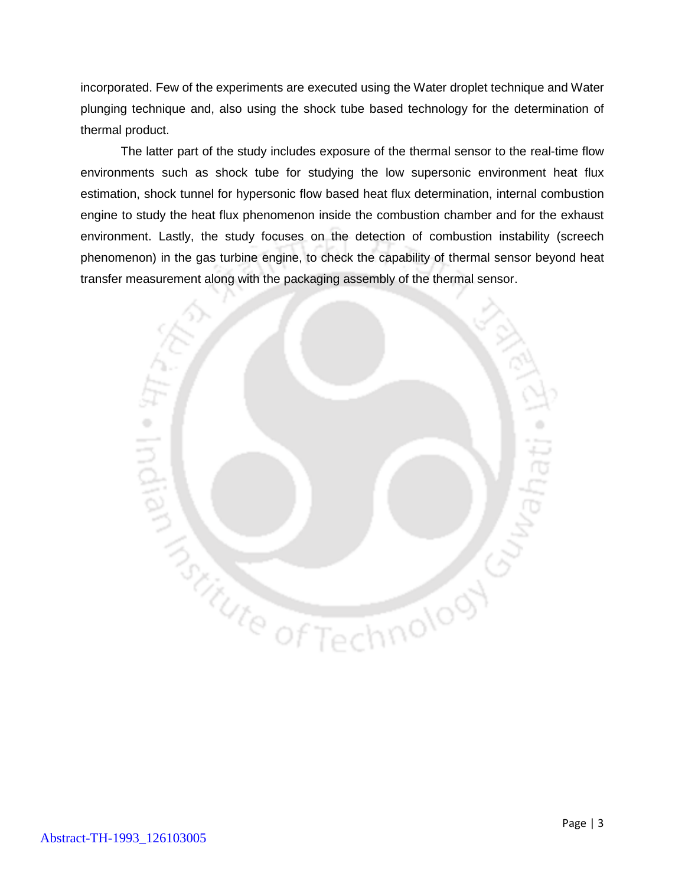incorporated. Few of the experiments are executed using the Water droplet technique and Water plunging technique and, also using the shock tube based technology for the determination of thermal product.

The latter part of the study includes exposure of the thermal sensor to the real-time flow environments such as shock tube for studying the low supersonic environment heat flux estimation, shock tunnel for hypersonic flow based heat flux determination, internal combustion engine to study the heat flux phenomenon inside the combustion chamber and for the exhaust environment. Lastly, the study focuses on the detection of combustion instability (screech phenomenon) in the gas turbine engine, to check the capability of thermal sensor beyond heat transfer measurement along with the packaging assembly of the thermal sensor.